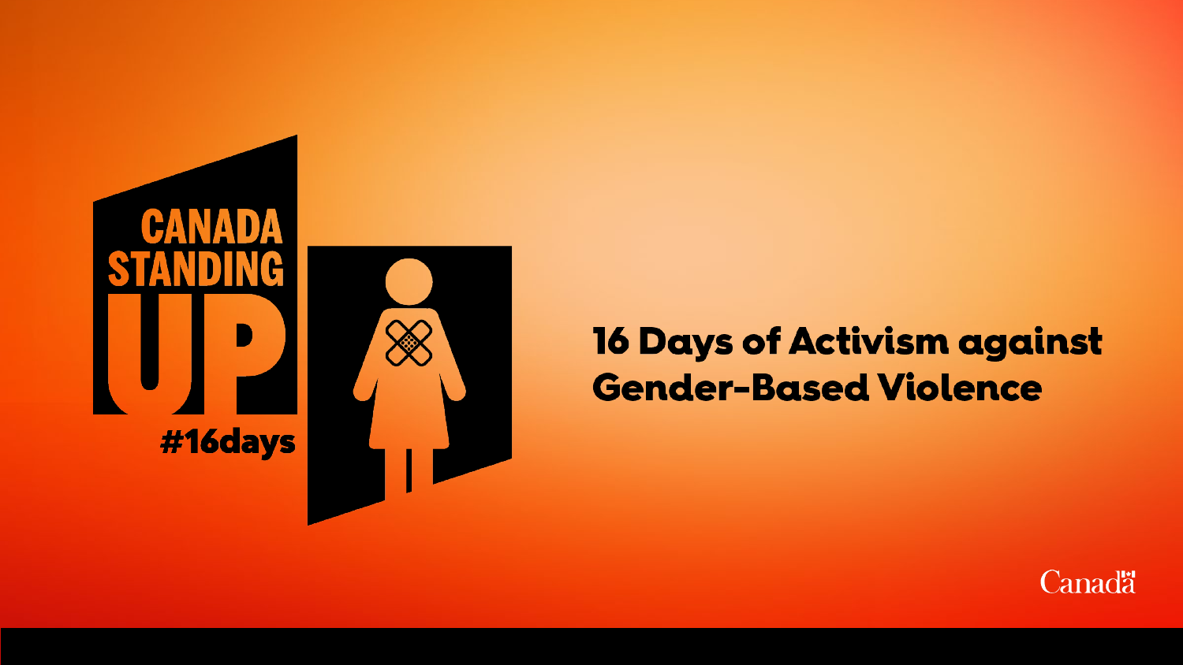CANADA STANDING UP

#16days

# 16 Days of Activism against Gender-Based Violence

Canada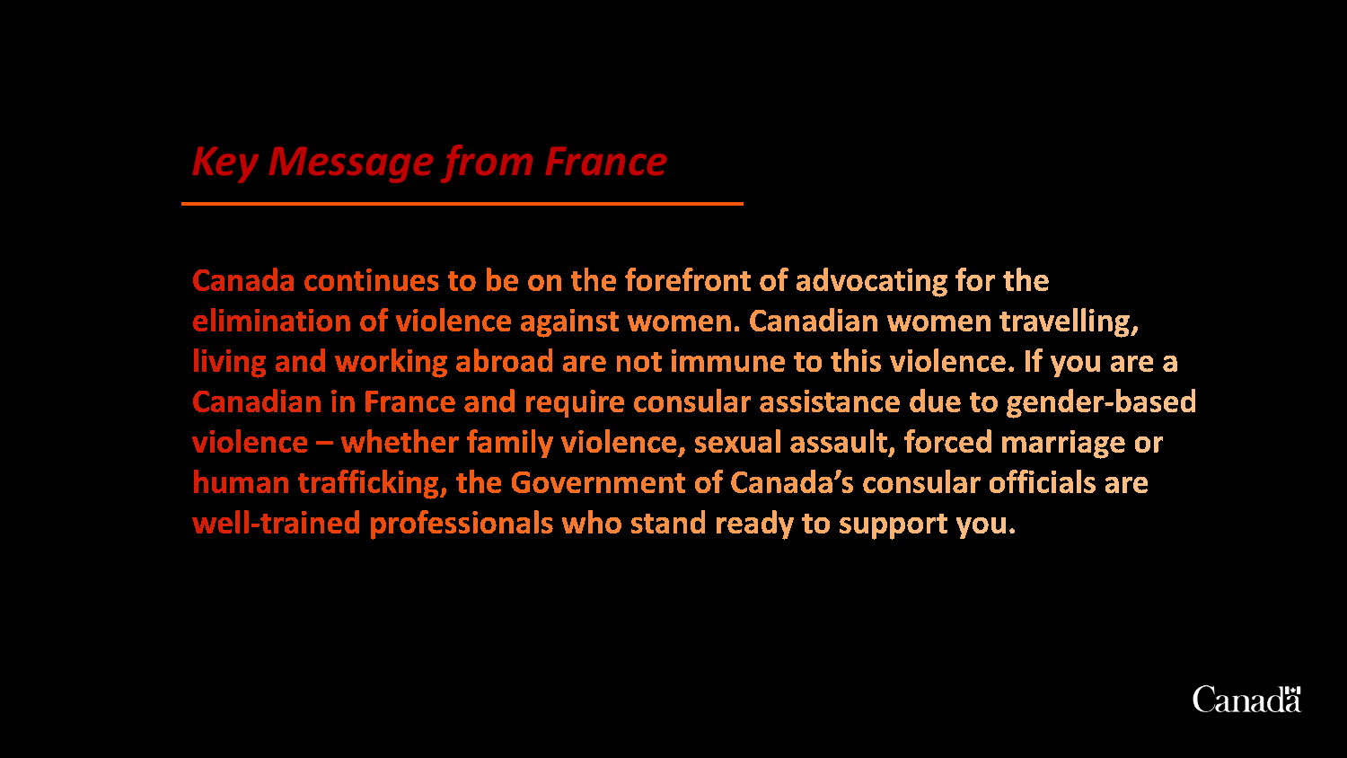## *Key Message from France*

Canada continues to be on the forefront of advocating for the elimination of violence against women. Canadian women travelling, living and working abroad are not immune to this violence. If you are a Canadian in France and require consular assistance due to gender-based violence – whether family violence, sexual assault, forced marriage or human trafficking, the Government of Canada's consular officials are well-trained professionals who stand ready to support you.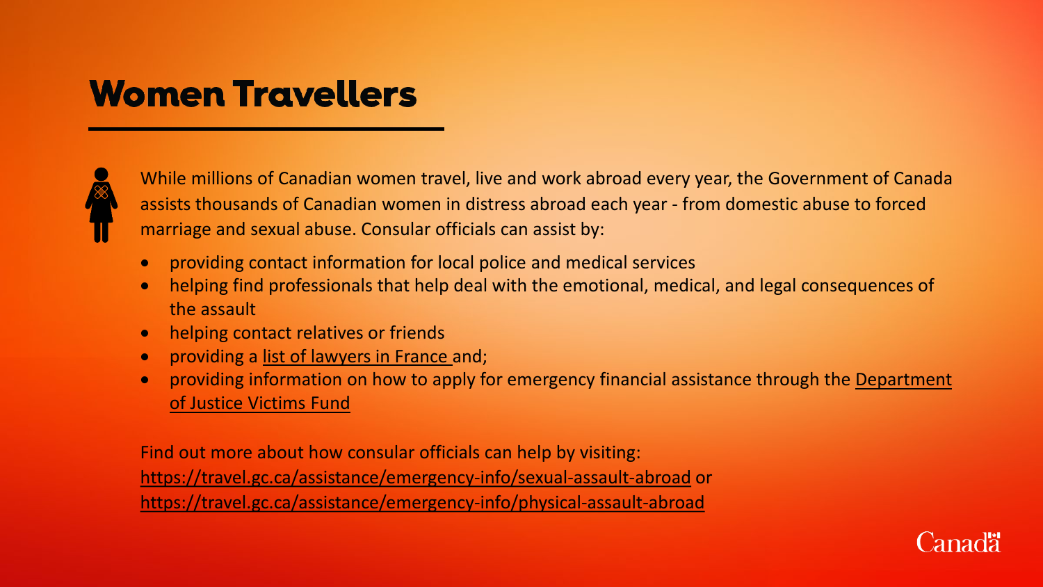# Women Travellers

While millions of Canadian women travel, live and work abroad every year, the Government of Canada assists thousands of Canadian women in distress abroad each year - from domestic abuse to forced marriage and sexual abuse. Consular officials can assist by:

- providing contact information for local police and medical services
- helping find professionals that help deal with the emotional, medical, and legal consequences of the assault
- helping contact relatives or friends
- providing a list of lawyers in France and;
- providing information on how to apply for emergency financial assistance through the Department of Justice Victims Fund

Find out more about how consular officials can help by visiting:
https://travel.gc.ca/assistance/emergency-info/sexual-assault-abroad or
https://travel.gc.ca/assistance/emergency-info/physical-assault-abroad

Canada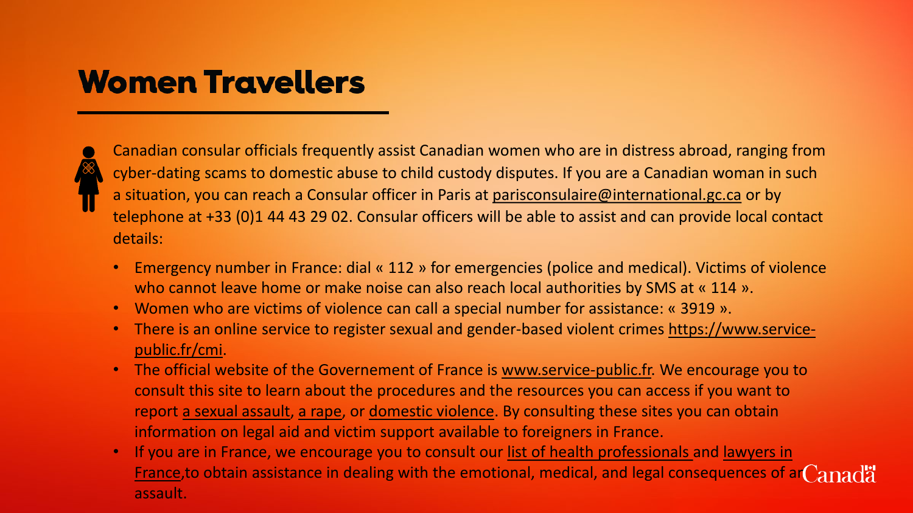# Women Travellers

Canadian consular officials frequently assist Canadian women who are in distress abroad, ranging from cyber-dating scams to domestic abuse to child custody disputes. If you are a Canadian woman in such a situation, you can reach a Consular officer in Paris at parisconsulaire@international.gc.ca or by telephone at +33 (0)1 44 43 29 02. Consular officers will be able to assist and can provide local contact details:

- Emergency number in France: dial « 112 » for emergencies (police and medical). Victims of violence who cannot leave home or make noise can also reach local authorities by SMS at « 114 ».
- Women who are victims of violence can call a special number for assistance: « 3919 ».
- There is an online service to register sexual and gender-based violent crimes https://www.service-public.fr/cmi.
- The official website of the Governement of France is www.service-public.fr. We encourage you to consult this site to learn about the procedures and the resources you can access if you want to report a sexual assault, a rape, or domestic violence. By consulting these sites you can obtain information on legal aid and victim support available to foreigners in France.
- If you are in France, we encourage you to consult our list of health professionals and lawyers in France,to obtain assistance in dealing with the emotional, medical, and legal consequences of an assault.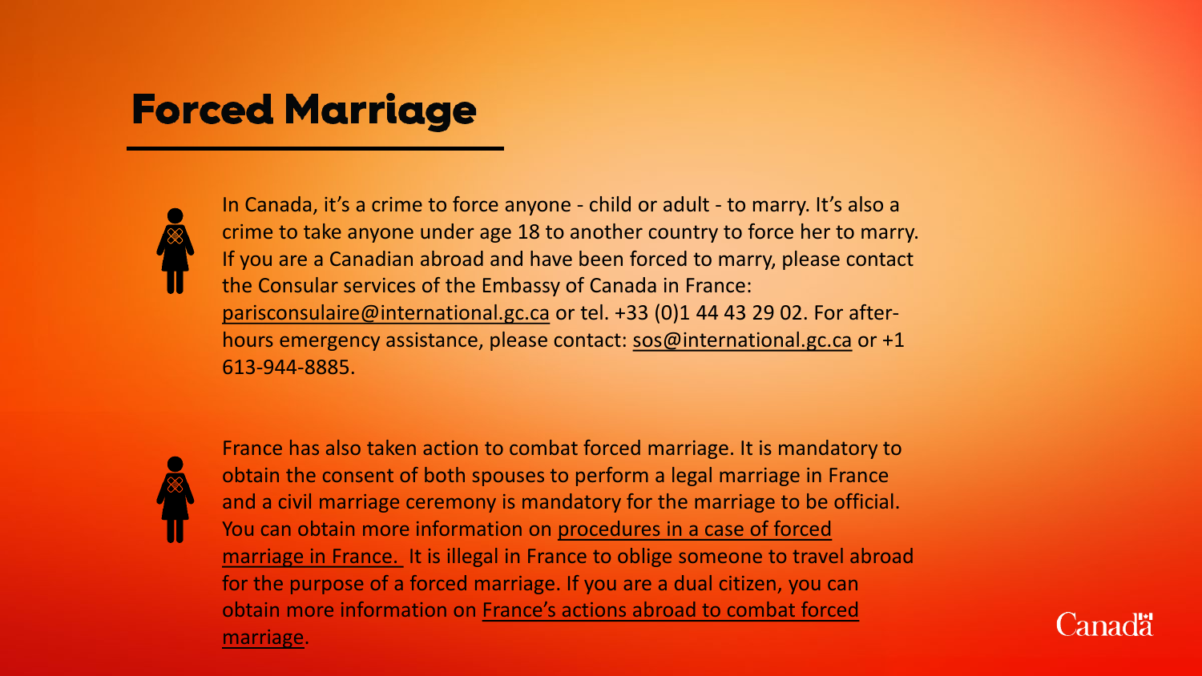# Forced Marriage

In Canada, it's a crime to force anyone - child or adult - to marry. It's also a crime to take anyone under age 18 to another country to force her to marry. If you are a Canadian abroad and have been forced to marry, please contact the Consular services of the Embassy of Canada in France: parisconsulaire@international.gc.ca or tel. +33 (0)1 44 43 29 02. For after-hours emergency assistance, please contact: sos@international.gc.ca or +1 613-944-8885.

France has also taken action to combat forced marriage. It is mandatory to obtain the consent of both spouses to perform a legal marriage in France and a civil marriage ceremony is mandatory for the marriage to be official. You can obtain more information on procedures in a case of forced marriage in France. It is illegal in France to oblige someone to travel abroad for the purpose of a forced marriage. If you are a dual citizen, you can obtain more information on France's actions abroad to combat forced marriage.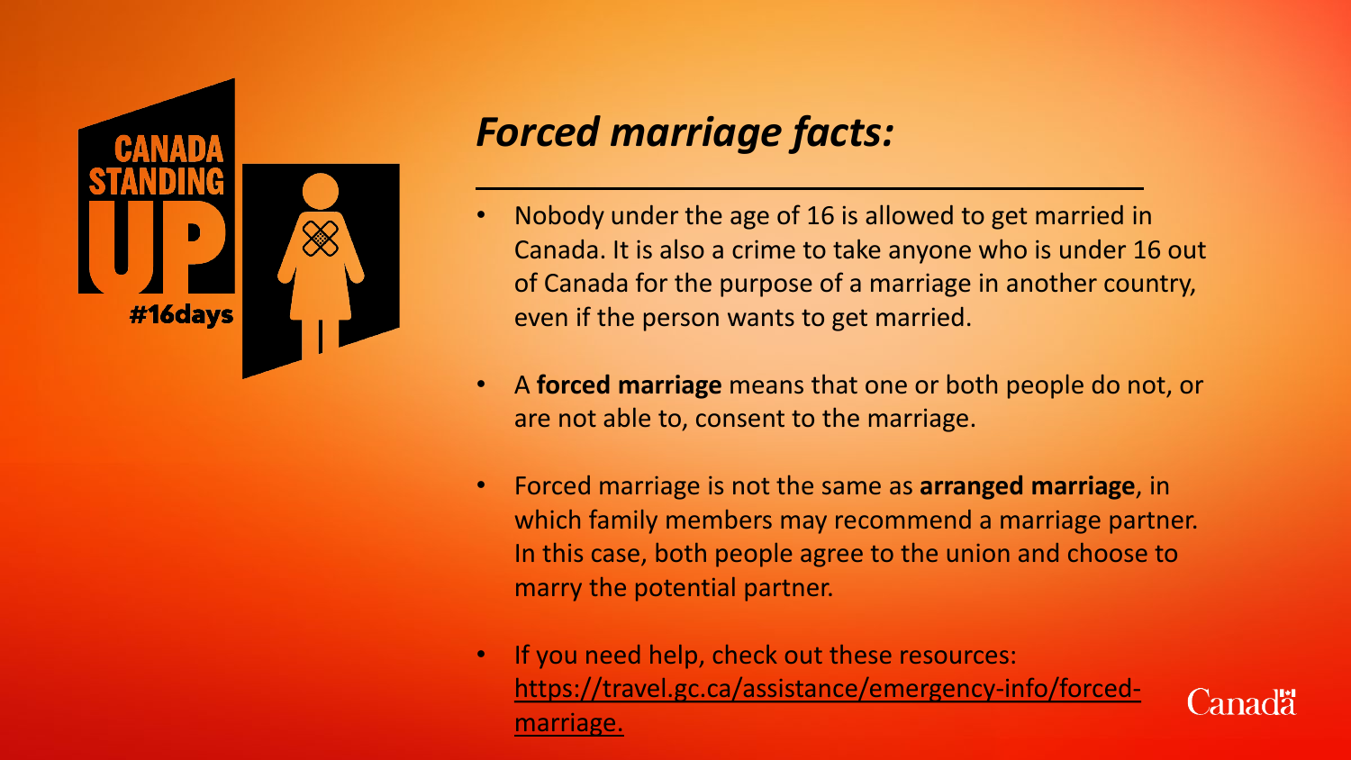CANADA STANDING UP #16days

## *Forced marriage facts:*

- Nobody under the age of 16 is allowed to get married in Canada. It is also a crime to take anyone who is under 16 out of Canada for the purpose of a marriage in another country, even if the person wants to get married.
- A **forced marriage** means that one or both people do not, or are not able to, consent to the marriage.
- Forced marriage is not the same as **arranged marriage**, in which family members may recommend a marriage partner. In this case, both people agree to the union and choose to marry the potential partner.
- If you need help, check out these resources: https://travel.gc.ca/assistance/emergency-info/forced-marriage.

Canada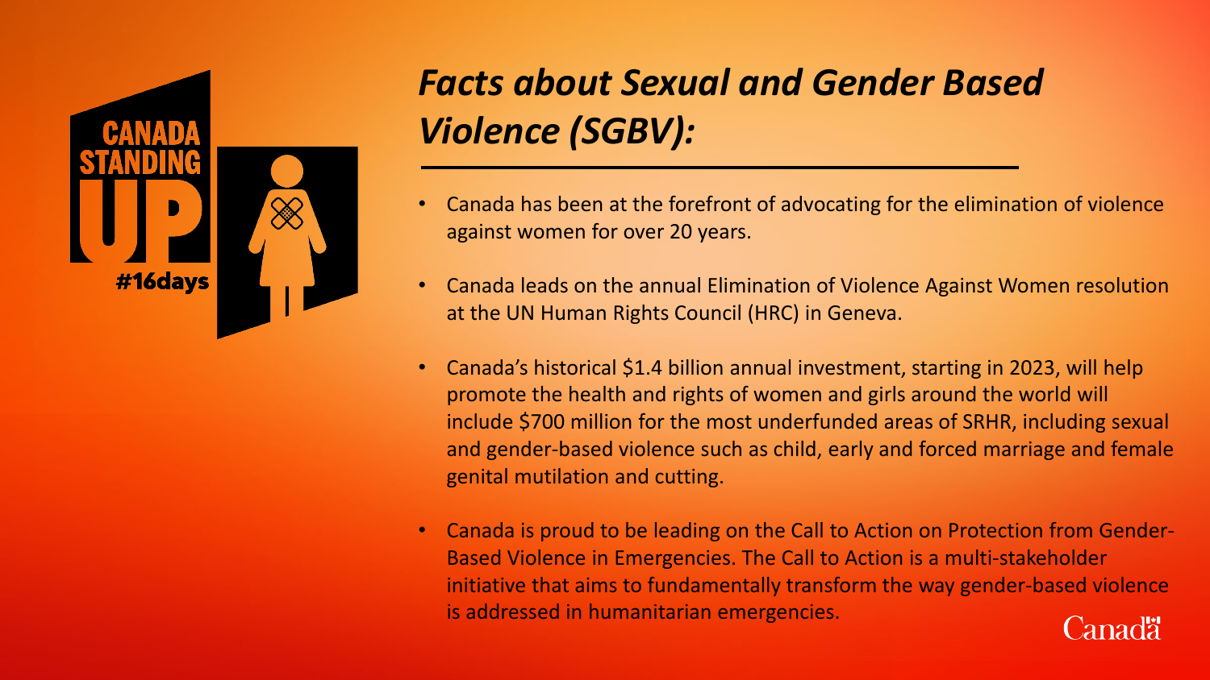CANADA STANDING UP

#16days

# *Facts about Sexual and Gender Based Violence (SGBV):*

- Canada has been at the forefront of advocating for the elimination of violence against women for over 20 years.
- Canada leads on the annual Elimination of Violence Against Women resolution at the UN Human Rights Council (HRC) in Geneva.
- Canada's historical $1.4 billion annual investment, starting in 2023, will help promote the health and rights of women and girls around the world will include $700 million for the most underfunded areas of SRHR, including sexual and gender-based violence such as child, early and forced marriage and female genital mutilation and cutting.
- Canada is proud to be leading on the Call to Action on Protection from Gender-Based Violence in Emergencies. The Call to Action is a multi-stakeholder initiative that aims to fundamentally transform the way gender-based violence is addressed in humanitarian emergencies.

Canada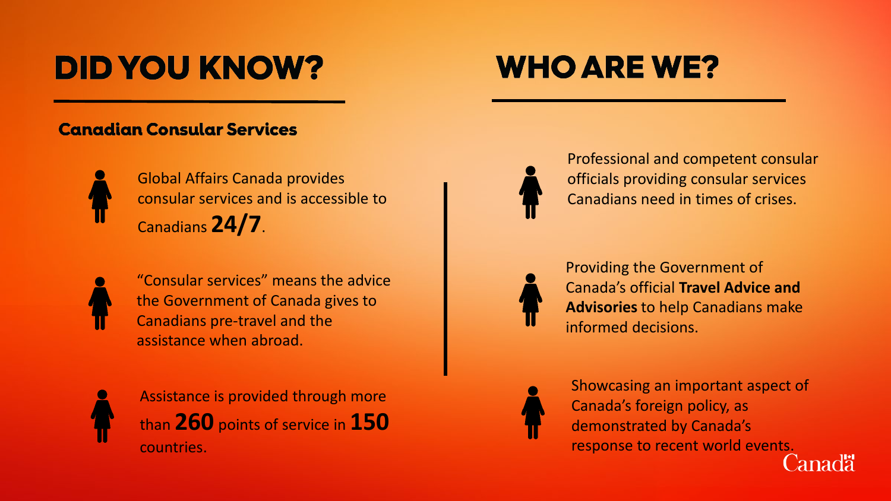# DID YOU KNOW?

## Canadian Consular Services

- Global Affairs Canada provides consular services and is accessible to Canadians **24/7**.
- "Consular services" means the advice the Government of Canada gives to Canadians pre-travel and the assistance when abroad.
- Assistance is provided through more than **260** points of service in **150** countries.

# WHO ARE WE?

- Professional and competent consular officials providing consular services Canadians need in times of crises.
- Providing the Government of Canada's official **Travel Advice and Advisories** to help Canadians make informed decisions.
- Showcasing an important aspect of Canada's foreign policy, as demonstrated by Canada's response to recent world events.

Canada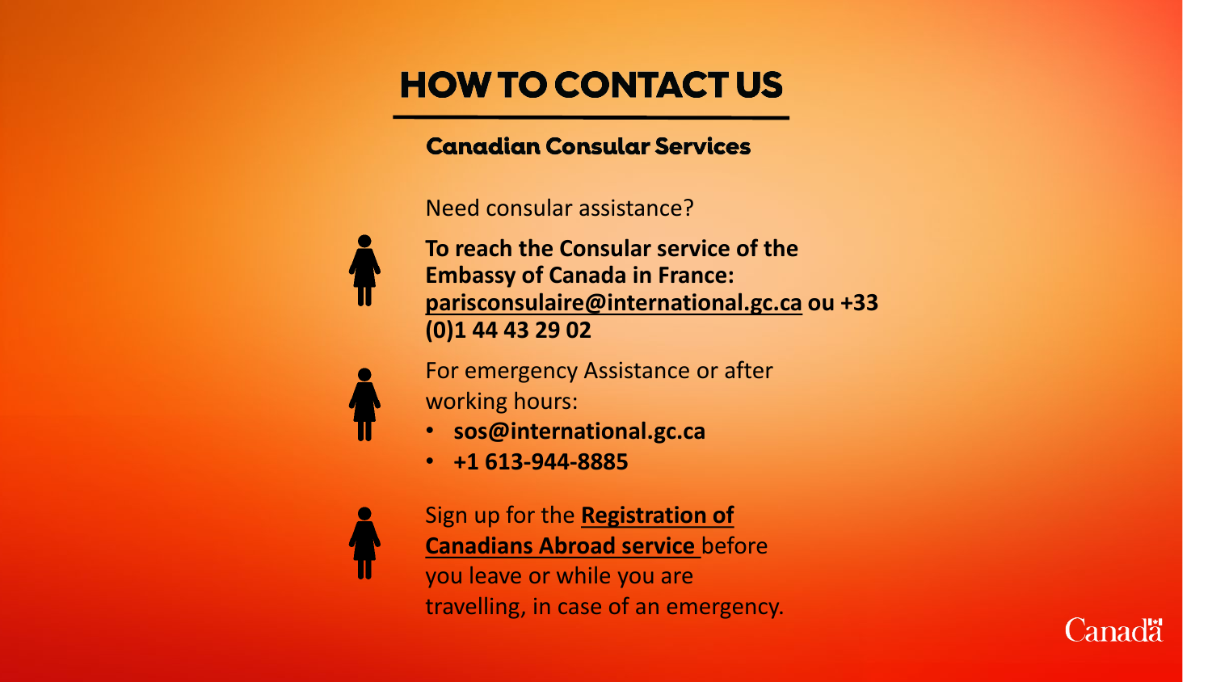# HOW TO CONTACT US

## Canadian Consular Services

Need consular assistance?

**To reach the Consular service of the Embassy of Canada in France: parisconsulaire@international.gc.ca ou +33 (0)1 44 43 29 02**

For emergency Assistance or after working hours:

- **sos@international.gc.ca**
- **+1 613-944-8885**

Sign up for the **Registration of Canadians Abroad service** before you leave or while you are travelling, in case of an emergency.

Canada